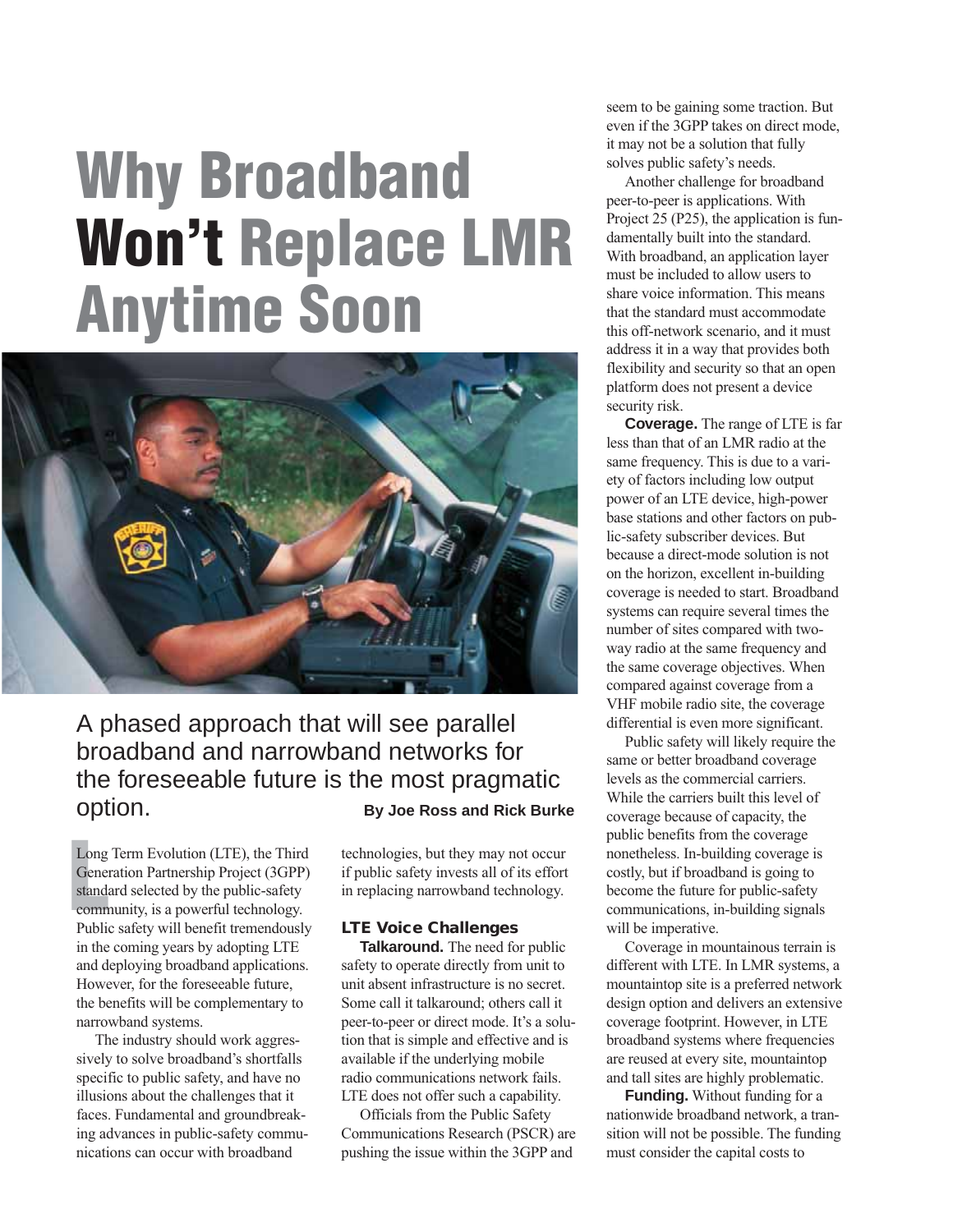# Why Broadband Won't Replace LMR Anytime Soon

A phased approach that will see parallel broadband and narrowband networks for the foreseeable future is the most pragmatic option.

**By Joe Ross and Rick Burke**

Long Term Evolution (LTE), the Third Generation Partnership Project (3GPP) standard selected by the public-safety community, is a powerful technology. Public safety will benefit tremendously in the coming years by adopting LTE and deploying broadband applications. However, for the foreseeable future, the benefits will be complementary to narrowband systems.

The industry should work aggressively to solve broadband's shortfalls specific to public safety, and have no illusions about the challenges that it faces. Fundamental and groundbreaking advances in public-safety communications can occur with broadband technologies, but they may not occur if public safety invests all of its effort in replacing narrowband technology.

### LTE Voice Challenges

**Talkaround.** The need for public safety to operate directly from unit to unit absent infrastructure is no secret. Some call it talkaround; others call it peer-to-peer or direct mode. It's a solution that is simple and effective and is available if the underlying mobile radio communications network fails. LTE does not offer such a capability.

Officials from the Public Safety Communications Research (PSCR) are pushing the issue within the 3GPP and seem to be gaining some traction. But even if the 3GPP takes on direct mode, it may not be a solution that fully solves public safety's needs.

Another challenge for broadband peer-to-peer is applications. With Project 25 (P25), the application is fundamentally built into the standard. With broadband, an application layer must be included to allow users to share voice information. This means that the standard must accommodate this off-network scenario, and it must address it in a way that provides both flexibility and security so that an open platform does not present a device security risk.

**Coverage.** The range of LTE is far less than that of an LMR radio at the same frequency. This is due to a variety of factors including low output power of an LTE device, high-power base stations and other factors on public-safety subscriber devices. But because a direct-mode solution is not on the horizon, excellent in-building coverage is needed to start. Broadband systems can require several times the number of sites compared with two-way radio at the same frequency and the same coverage objectives. When compared against coverage from a VHF mobile radio site, the coverage differential is even more significant.

Public safety will likely require the same or better broadband coverage levels as the commercial carriers. While the carriers built this level of coverage because of capacity, the public benefits from the coverage nonetheless. In-building coverage is costly, but if broadband is going to become the future for public-safety communications, in-building signals will be imperative.

Coverage in mountainous terrain is different with LTE. In LMR systems, a mountaintop site is a preferred network design option and delivers an extensive coverage footprint. However, in LTE broadband systems where frequencies are reused at every site, mountaintop and tall sites are highly problematic.

**Funding.** Without funding for a nationwide broadband network, a transition will not be possible. The funding must consider the capital costs to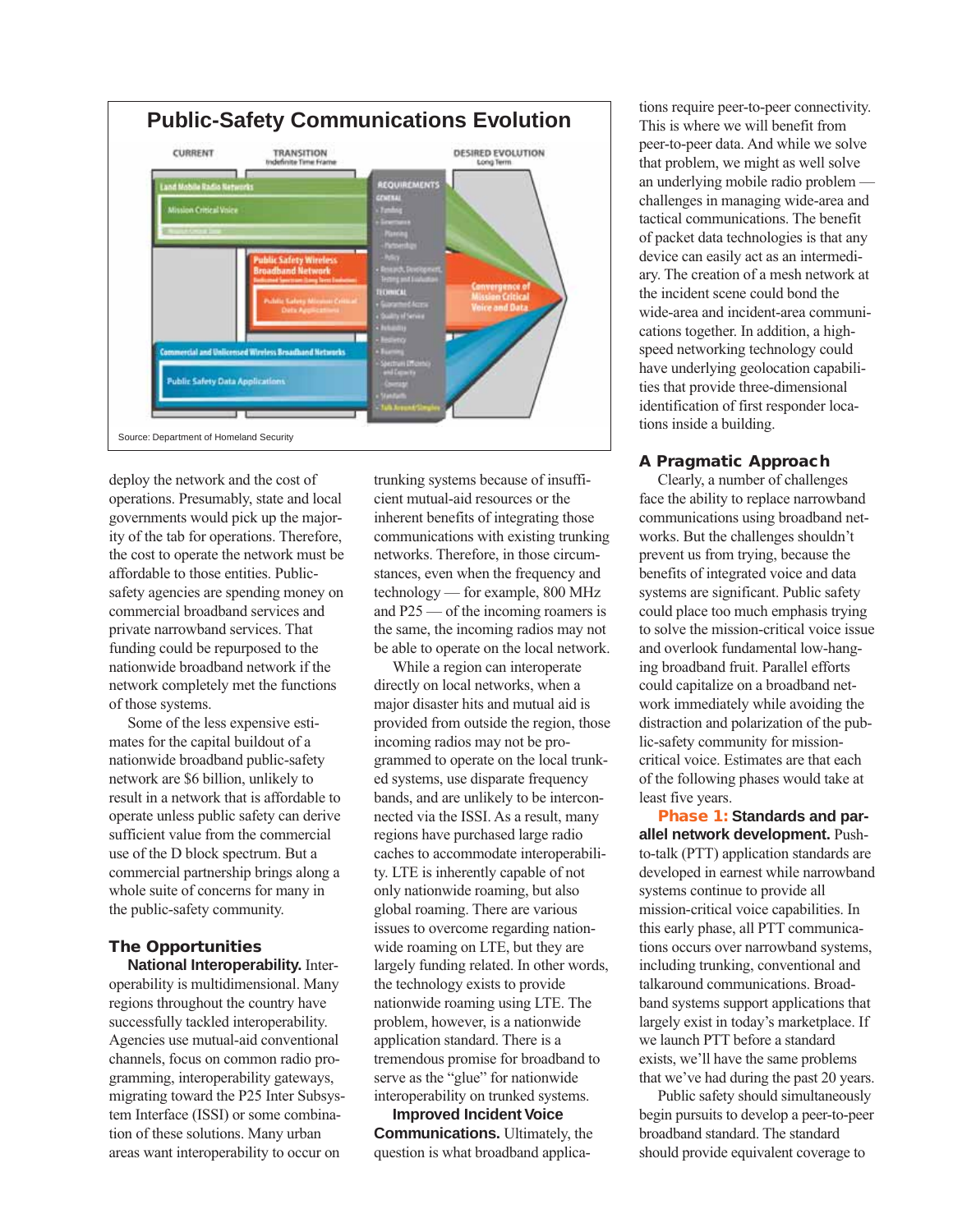## Public-Safety Communications Evolution

| CURRENT | TRANSITION (Indefinite Time Frame) | REQUIREMENTS | DESIRED EVOLUTION (Long Term) |
|---|---|---|---|
| Land Mobile Radio Networks — Mission Critical Voice | Public Safety Wireless Broadband Network — Public Safety Mission Critical Data Applications | GENERAL: Funding, Governance, Planning, Partnerships, Policy, Research, Development, Testing and Evaluation. TECHNICAL: Guaranteed Access, Quality of Service, Reliability, Resiliency, Roaming, Spectrum Efficiency and Capacity, Coverage, Standards, Talk Around/Simplex | Convergence of Mission Critical Voice and Data |
| Commercial and Unlicensed Wireless Broadband Networks — Public Safety Data Applications | | | |

Source: Department of Homeland Security

deploy the network and the cost of operations. Presumably, state and local governments would pick up the majority of the tab for operations. Therefore, the cost to operate the network must be affordable to those entities. Public-safety agencies are spending money on commercial broadband services and private narrowband services. That funding could be repurposed to the nationwide broadband network if the network completely met the functions of those systems.

Some of the less expensive estimates for the capital buildout of a nationwide broadband public-safety network are $6 billion, unlikely to result in a network that is affordable to operate unless public safety can derive sufficient value from the commercial use of the D block spectrum. But a commercial partnership brings along a whole suite of concerns for many in the public-safety community.

### The Opportunities

**National Interoperability.** Interoperability is multidimensional. Many regions throughout the country have successfully tackled interoperability. Agencies use mutual-aid conventional channels, focus on common radio programming, interoperability gateways, migrating toward the P25 Inter Subsystem Interface (ISSI) or some combination of these solutions. Many urban areas want interoperability to occur on trunking systems because of insufficient mutual-aid resources or the inherent benefits of integrating those communications with existing trunking networks. Therefore, in those circumstances, even when the frequency and technology — for example, 800 MHz and P25 — of the incoming roamers is the same, the incoming radios may not be able to operate on the local network.

While a region can interoperate directly on local networks, when a major disaster hits and mutual aid is provided from outside the region, those incoming radios may not be programmed to operate on the local trunked systems, use disparate frequency bands, and are unlikely to be interconnected via the ISSI. As a result, many regions have purchased large radio caches to accommodate interoperability. LTE is inherently capable of not only nationwide roaming, but also global roaming. There are various issues to overcome regarding nationwide roaming on LTE, but they are largely funding related. In other words, the technology exists to provide nationwide roaming using LTE. The problem, however, is a nationwide application standard. There is a tremendous promise for broadband to serve as the "glue" for nationwide interoperability on trunked systems.

**Improved Incident Voice Communications.** Ultimately, the question is what broadband applications require peer-to-peer connectivity. This is where we will benefit from peer-to-peer data. And while we solve that problem, we might as well solve an underlying mobile radio problem — challenges in managing wide-area and tactical communications. The benefit of packet data technologies is that any device can easily act as an intermediary. The creation of a mesh network at the incident scene could bond the wide-area and incident-area communications together. In addition, a high-speed networking technology could have underlying geolocation capabilities that provide three-dimensional identification of first responder locations inside a building.

### A Pragmatic Approach

Clearly, a number of challenges face the ability to replace narrowband communications using broadband networks. But the challenges shouldn't prevent us from trying, because the benefits of integrated voice and data systems are significant. Public safety could place too much emphasis trying to solve the mission-critical voice issue and overlook fundamental low-hanging broadband fruit. Parallel efforts could capitalize on a broadband network immediately while avoiding the distraction and polarization of the public-safety community for mission-critical voice. Estimates are that each of the following phases would take at least five years.

**Phase 1: Standards and parallel network development.** Push-to-talk (PTT) application standards are developed in earnest while narrowband systems continue to provide all mission-critical voice capabilities. In this early phase, all PTT communications occurs over narrowband systems, including trunking, conventional and talkaround communications. Broadband systems support applications that largely exist in today's marketplace. If we launch PTT before a standard exists, we'll have the same problems that we've had during the past 20 years.

Public safety should simultaneously begin pursuits to develop a peer-to-peer broadband standard. The standard should provide equivalent coverage to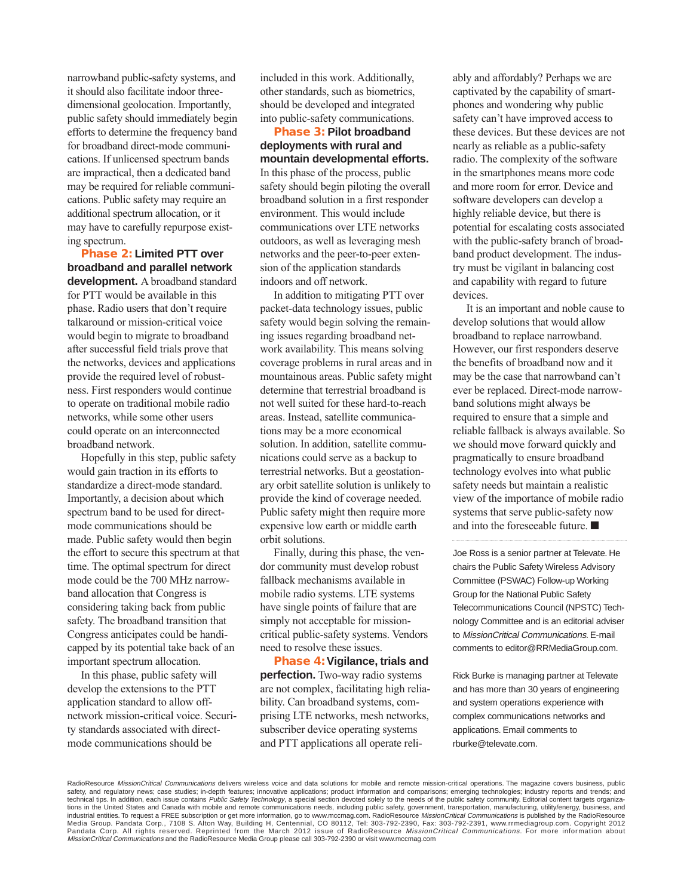narrowband public-safety systems, and it should also facilitate indoor three-dimensional geolocation. Importantly, public safety should immediately begin efforts to determine the frequency band for broadband direct-mode communications. If unlicensed spectrum bands are impractical, then a dedicated band may be required for reliable communications. Public safety may require an additional spectrum allocation, or it may have to carefully repurpose existing spectrum.

**Phase 2: Limited PTT over broadband and parallel network development.** A broadband standard for PTT would be available in this phase. Radio users that don't require talkaround or mission-critical voice would begin to migrate to broadband after successful field trials prove that the networks, devices and applications provide the required level of robustness. First responders would continue to operate on traditional mobile radio networks, while some other users could operate on an interconnected broadband network.

Hopefully in this step, public safety would gain traction in its efforts to standardize a direct-mode standard. Importantly, a decision about which spectrum band to be used for direct-mode communications should be made. Public safety would then begin the effort to secure this spectrum at that time. The optimal spectrum for direct mode could be the 700 MHz narrowband allocation that Congress is considering taking back from public safety. The broadband transition that Congress anticipates could be handicapped by its potential take back of an important spectrum allocation.

In this phase, public safety will develop the extensions to the PTT application standard to allow off-network mission-critical voice. Security standards associated with direct-mode communications should be included in this work. Additionally, other standards, such as biometrics, should be developed and integrated into public-safety communications.

**Phase 3: Pilot broadband deployments with rural and mountain developmental efforts.** In this phase of the process, public safety should begin piloting the overall broadband solution in a first responder environment. This would include communications over LTE networks outdoors, as well as leveraging mesh networks and the peer-to-peer extension of the application standards indoors and off network.

In addition to mitigating PTT over packet-data technology issues, public safety would begin solving the remaining issues regarding broadband network availability. This means solving coverage problems in rural areas and in mountainous areas. Public safety might determine that terrestrial broadband is not well suited for these hard-to-reach areas. Instead, satellite communications may be a more economical solution. In addition, satellite communications could serve as a backup to terrestrial networks. But a geostationary orbit satellite solution is unlikely to provide the kind of coverage needed. Public safety might then require more expensive low earth or middle earth orbit solutions.

Finally, during this phase, the vendor community must develop robust fallback mechanisms available in mobile radio systems. LTE systems have single points of failure that are simply not acceptable for mission-critical public-safety systems. Vendors need to resolve these issues.

**Phase 4: Vigilance, trials and perfection.** Two-way radio systems are not complex, facilitating high reliability. Can broadband systems, comprising LTE networks, mesh networks, subscriber device operating systems and PTT applications all operate reliably and affordably? Perhaps we are captivated by the capability of smartphones and wondering why public safety can't have improved access to these devices. But these devices are not nearly as reliable as a public-safety radio. The complexity of the software in the smartphones means more code and more room for error. Device and software developers can develop a highly reliable device, but there is potential for escalating costs associated with the public-safety branch of broadband product development. The industry must be vigilant in balancing cost and capability with regard to future devices.

It is an important and noble cause to develop solutions that would allow broadband to replace narrowband. However, our first responders deserve the benefits of broadband now and it may be the case that narrowband can't ever be replaced. Direct-mode narrowband solutions might always be required to ensure that a simple and reliable fallback is always available. So we should move forward quickly and pragmatically to ensure broadband technology evolves into what public safety needs but maintain a realistic view of the importance of mobile radio systems that serve public-safety now and into the foreseeable future. ■

---

Joe Ross is a senior partner at Televate. He chairs the Public Safety Wireless Advisory Committee (PSWAC) Follow-up Working Group for the National Public Safety Telecommunications Council (NPSTC) Technology Committee and is an editorial adviser to *MissionCritical Communications.* E-mail comments to editor@RRMediaGroup.com.

Rick Burke is managing partner at Televate and has more than 30 years of engineering and system operations experience with complex communications networks and applications. Email comments to rburke@televate.com.

RadioResource *MissionCritical Communications* delivers wireless voice and data solutions for mobile and remote mission-critical operations. The magazine covers business, public safety, and regulatory news; case studies; in-depth features; innovative applications; product information and comparisons; emerging technologies; industry reports and trends; and technical tips. In addition, each issue contains *Public Safety Technology*, a special section devoted solely to the needs of the public safety community. Editorial content targets organizations in the United States and Canada with mobile and remote communications needs, including public safety, government, transportation, manufacturing, utility/energy, business, and industrial entities. To request a FREE subscription or get more information, go to www.mccmag.com. RadioResource *MissionCritical Communications* is published by the RadioResource Media Group. Pandata Corp., 7108 S. Alton Way, Building H, Centennial, CO 80112, Tel: 303-792-2390, Fax: 303-792-2391, www.rrmediagroup.com. Copyright 2012 Pandata Corp. All rights reserved. Reprinted from the March 2012 issue of RadioResource *MissionCritical Communications*. For more information about *MissionCritical Communications* and the RadioResource Media Group please call 303-792-2390 or visit www.mccmag.com